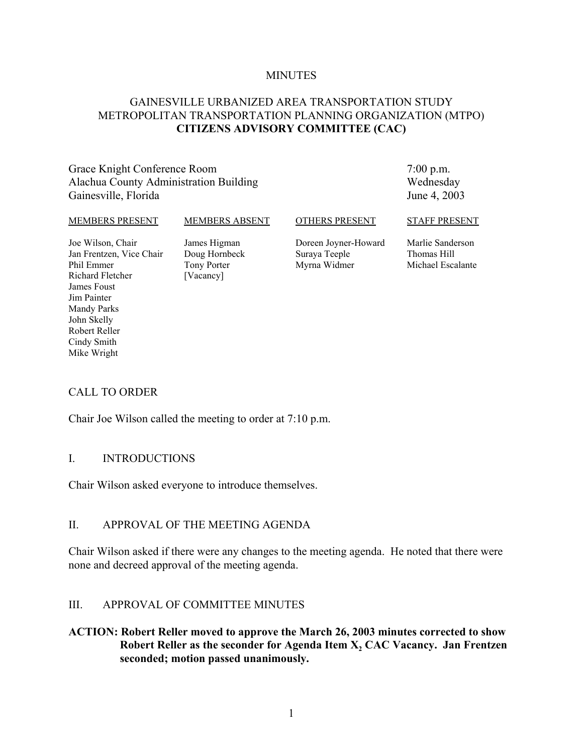MINUTES

# GAINESVILLE URBANIZED AREA TRANSPORTATION STUDY METROPOLITAN TRANSPORTATION PLANNING ORGANIZATION (MTPO) **CITIZENS ADVISORY COMMITTEE (CAC)**

Grace Knight Conference Room  
Alachua County Administration Building  
Gainesville, Florida

7:00 p.m.  
Wednesday  
June 4, 2003

| MEMBERS PRESENT | MEMBERS ABSENT | OTHERS PRESENT | STAFF PRESENT |
|---|---|---|---|
| Joe Wilson, Chair | James Higman | Doreen Joyner-Howard | Marlie Sanderson |
| Jan Frentzen, Vice Chair | Doug Hornbeck | Suraya Teeple | Thomas Hill |
| Phil Emmer | Tony Porter | Myrna Widmer | Michael Escalante |
| Richard Fletcher | [Vacancy] | | |
| James Foust | | | |
| Jim Painter | | | |
| Mandy Parks | | | |
| John Skelly | | | |
| Robert Reller | | | |
| Cindy Smith | | | |
| Mike Wright | | | |

## CALL TO ORDER

Chair Joe Wilson called the meeting to order at 7:10 p.m.

## I. INTRODUCTIONS

Chair Wilson asked everyone to introduce themselves.

## II. APPROVAL OF THE MEETING AGENDA

Chair Wilson asked if there were any changes to the meeting agenda. He noted that there were none and decreed approval of the meeting agenda.

## III. APPROVAL OF COMMITTEE MINUTES

**ACTION: Robert Reller moved to approve the March 26, 2003 minutes corrected to show Robert Reller as the seconder for Agenda Item $X_2$ CAC Vacancy. Jan Frentzen seconded; motion passed unanimously.**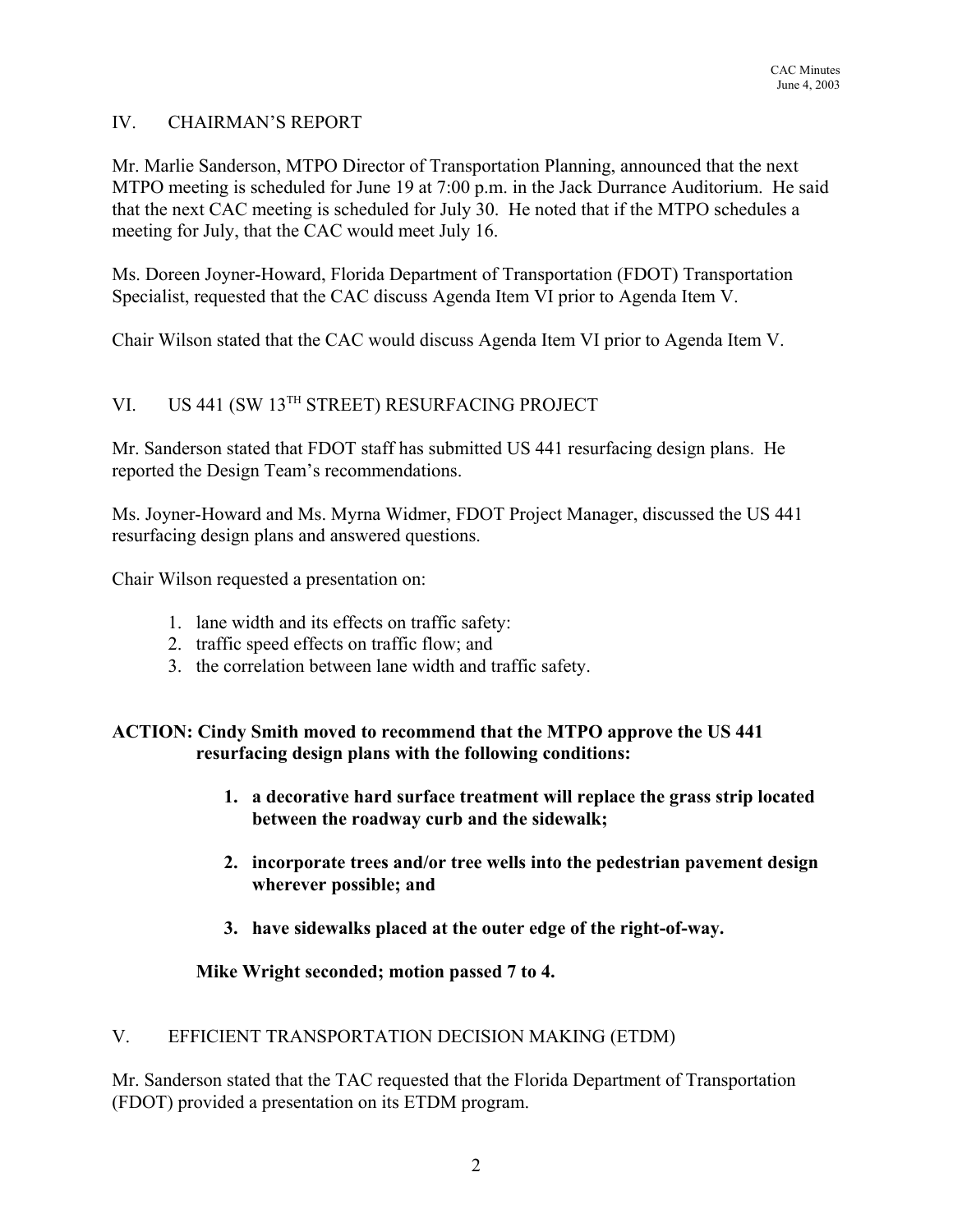## IV. CHAIRMAN'S REPORT

Mr. Marlie Sanderson, MTPO Director of Transportation Planning, announced that the next MTPO meeting is scheduled for June 19 at 7:00 p.m. in the Jack Durrance Auditorium. He said that the next CAC meeting is scheduled for July 30. He noted that if the MTPO schedules a meeting for July, that the CAC would meet July 16.

Ms. Doreen Joyner-Howard, Florida Department of Transportation (FDOT) Transportation Specialist, requested that the CAC discuss Agenda Item VI prior to Agenda Item V.

Chair Wilson stated that the CAC would discuss Agenda Item VI prior to Agenda Item V.

## VI. US 441 (SW 13TH STREET) RESURFACING PROJECT

Mr. Sanderson stated that FDOT staff has submitted US 441 resurfacing design plans. He reported the Design Team's recommendations.

Ms. Joyner-Howard and Ms. Myrna Widmer, FDOT Project Manager, discussed the US 441 resurfacing design plans and answered questions.

Chair Wilson requested a presentation on:

1. lane width and its effects on traffic safety:
2. traffic speed effects on traffic flow; and
3. the correlation between lane width and traffic safety.

**ACTION: Cindy Smith moved to recommend that the MTPO approve the US 441 resurfacing design plans with the following conditions:**

> 1. **a decorative hard surface treatment will replace the grass strip located between the roadway curb and the sidewalk;**
> 2. **incorporate trees and/or tree wells into the pedestrian pavement design wherever possible; and**
> 3. **have sidewalks placed at the outer edge of the right-of-way.**

**Mike Wright seconded; motion passed 7 to 4.**

## V. EFFICIENT TRANSPORTATION DECISION MAKING (ETDM)

Mr. Sanderson stated that the TAC requested that the Florida Department of Transportation (FDOT) provided a presentation on its ETDM program.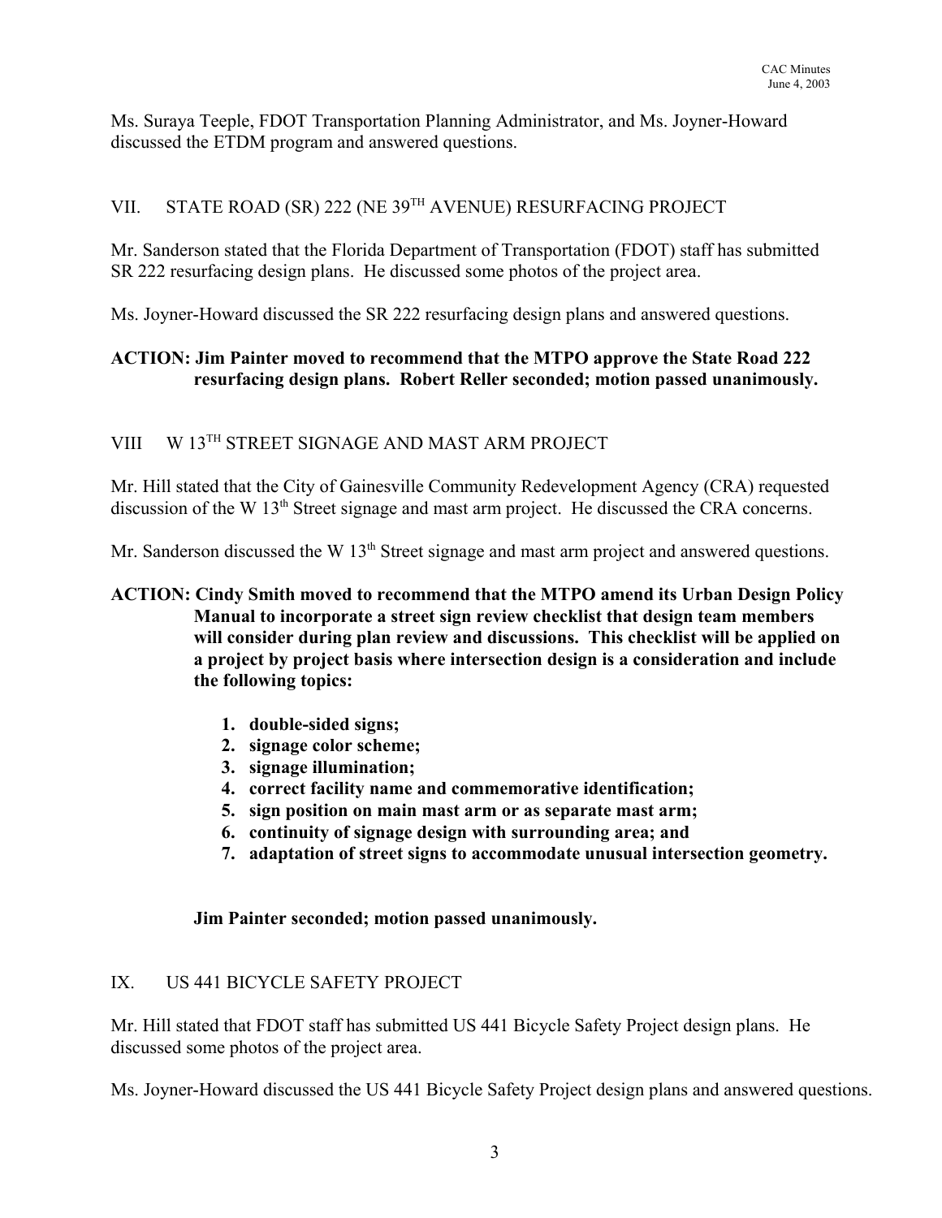Ms. Suraya Teeple, FDOT Transportation Planning Administrator, and Ms. Joyner-Howard discussed the ETDM program and answered questions.

## VII. STATE ROAD (SR) 222 (NE 39TH AVENUE) RESURFACING PROJECT

Mr. Sanderson stated that the Florida Department of Transportation (FDOT) staff has submitted SR 222 resurfacing design plans. He discussed some photos of the project area.

Ms. Joyner-Howard discussed the SR 222 resurfacing design plans and answered questions.

**ACTION: Jim Painter moved to recommend that the MTPO approve the State Road 222 resurfacing design plans. Robert Reller seconded; motion passed unanimously.**

## VIII W 13TH STREET SIGNAGE AND MAST ARM PROJECT

Mr. Hill stated that the City of Gainesville Community Redevelopment Agency (CRA) requested discussion of the W 13th Street signage and mast arm project. He discussed the CRA concerns.

Mr. Sanderson discussed the W 13th Street signage and mast arm project and answered questions.

**ACTION: Cindy Smith moved to recommend that the MTPO amend its Urban Design Policy Manual to incorporate a street sign review checklist that design team members will consider during plan review and discussions. This checklist will be applied on a project by project basis where intersection design is a consideration and include the following topics:**

1. **double-sided signs;**
2. **signage color scheme;**
3. **signage illumination;**
4. **correct facility name and commemorative identification;**
5. **sign position on main mast arm or as separate mast arm;**
6. **continuity of signage design with surrounding area; and**
7. **adaptation of street signs to accommodate unusual intersection geometry.**

**Jim Painter seconded; motion passed unanimously.**

## IX. US 441 BICYCLE SAFETY PROJECT

Mr. Hill stated that FDOT staff has submitted US 441 Bicycle Safety Project design plans. He discussed some photos of the project area.

Ms. Joyner-Howard discussed the US 441 Bicycle Safety Project design plans and answered questions.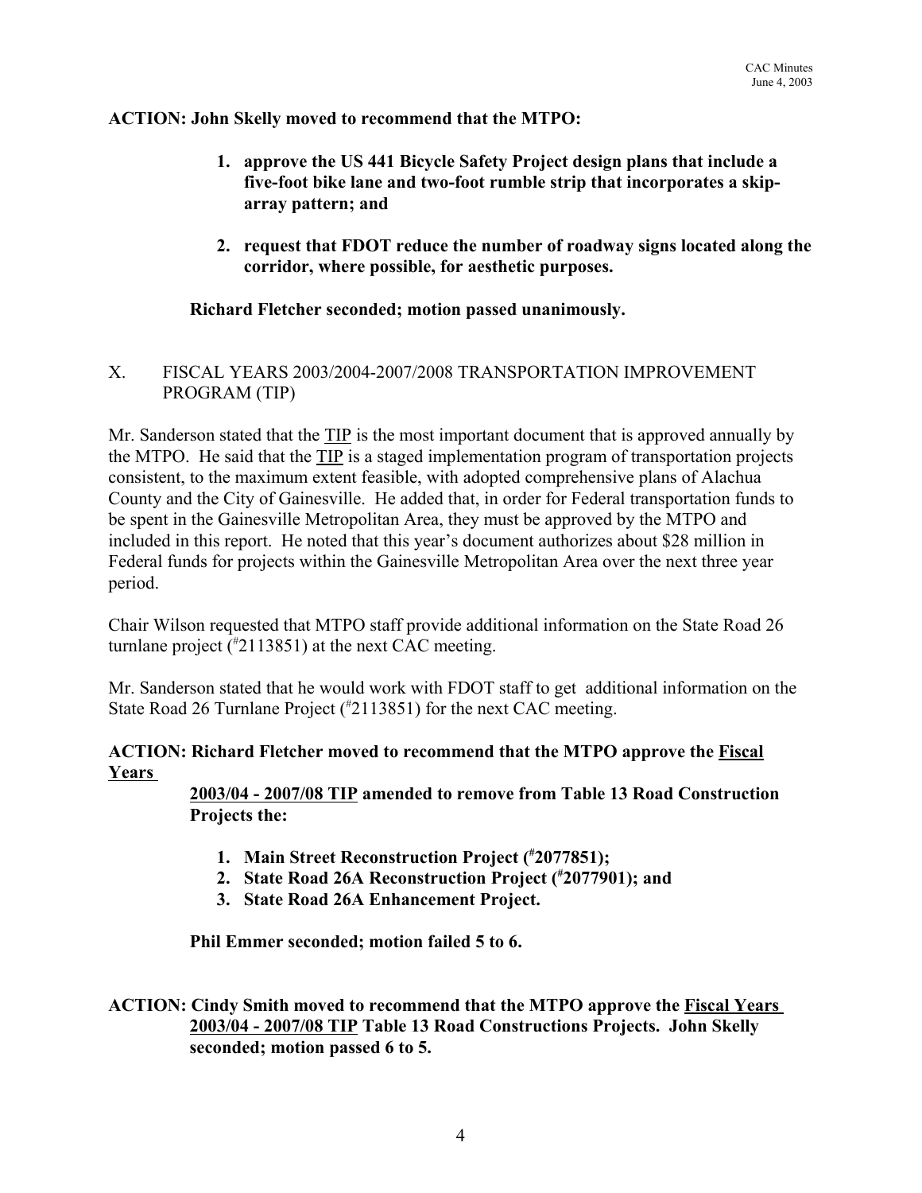**ACTION: John Skelly moved to recommend that the MTPO:**

1. **approve the US 441 Bicycle Safety Project design plans that include a five-foot bike lane and two-foot rumble strip that incorporates a skip-array pattern; and**

2. **request that FDOT reduce the number of roadway signs located along the corridor, where possible, for aesthetic purposes.**

**Richard Fletcher seconded; motion passed unanimously.**

X. FISCAL YEARS 2003/2004-2007/2008 TRANSPORTATION IMPROVEMENT PROGRAM (TIP)

Mr. Sanderson stated that the TIP is the most important document that is approved annually by the MTPO. He said that the TIP is a staged implementation program of transportation projects consistent, to the maximum extent feasible, with adopted comprehensive plans of Alachua County and the City of Gainesville. He added that, in order for Federal transportation funds to be spent in the Gainesville Metropolitan Area, they must be approved by the MTPO and included in this report. He noted that this year's document authorizes about $28 million in Federal funds for projects within the Gainesville Metropolitan Area over the next three year period.

Chair Wilson requested that MTPO staff provide additional information on the State Road 26 turnlane project (#2113851) at the next CAC meeting.

Mr. Sanderson stated that he would work with FDOT staff to get additional information on the State Road 26 Turnlane Project (#2113851) for the next CAC meeting.

**ACTION: Richard Fletcher moved to recommend that the MTPO approve the Fiscal Years 2003/04 - 2007/08 TIP amended to remove from Table 13 Road Construction Projects the:**

1. **Main Street Reconstruction Project (#2077851);**
2. **State Road 26A Reconstruction Project (#2077901); and**
3. **State Road 26A Enhancement Project.**

**Phil Emmer seconded; motion failed 5 to 6.**

**ACTION: Cindy Smith moved to recommend that the MTPO approve the Fiscal Years 2003/04 - 2007/08 TIP Table 13 Road Constructions Projects. John Skelly seconded; motion passed 6 to 5.**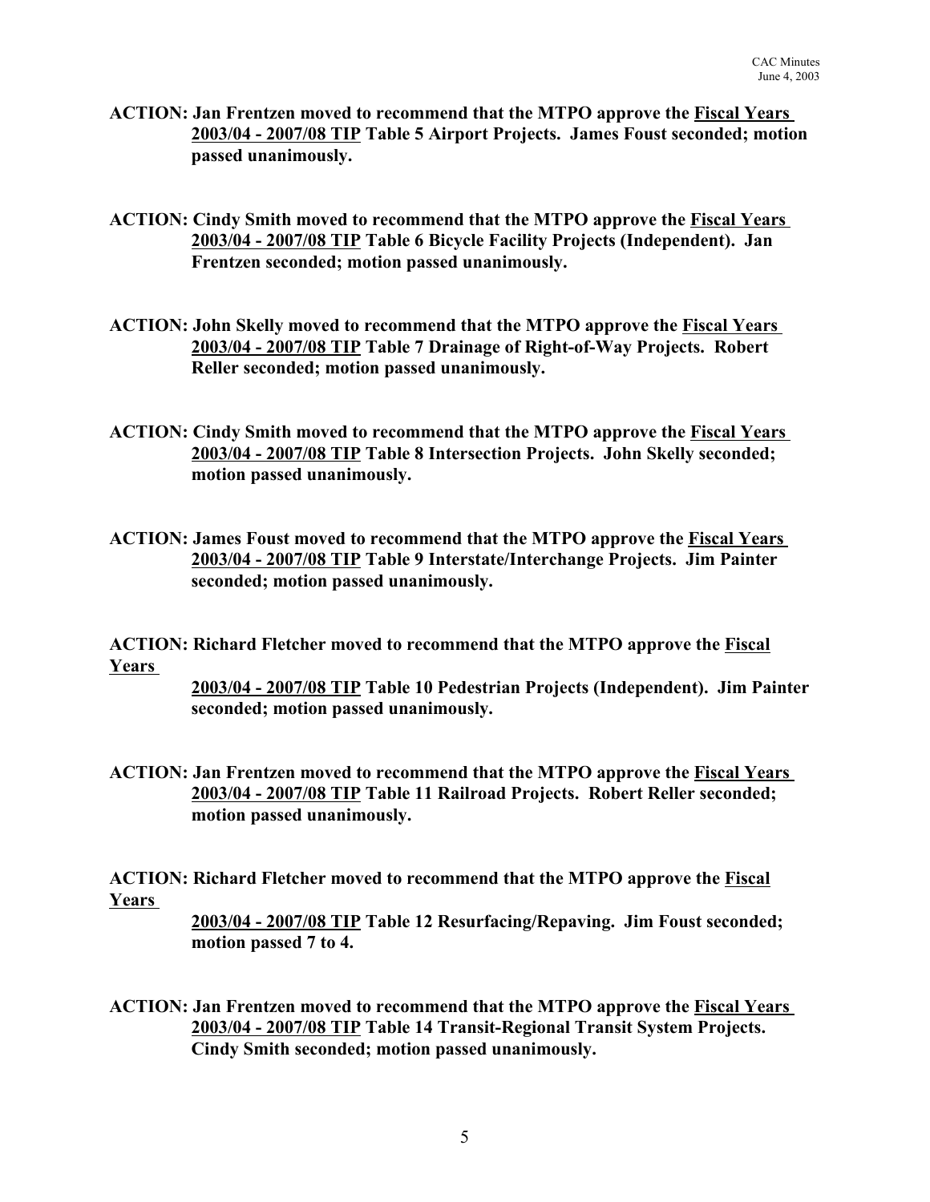**ACTION: Jan Frentzen moved to recommend that the MTPO approve the Fiscal Years 2003/04 - 2007/08 TIP Table 5 Airport Projects. James Foust seconded; motion passed unanimously.**

**ACTION: Cindy Smith moved to recommend that the MTPO approve the Fiscal Years 2003/04 - 2007/08 TIP Table 6 Bicycle Facility Projects (Independent). Jan Frentzen seconded; motion passed unanimously.**

**ACTION: John Skelly moved to recommend that the MTPO approve the Fiscal Years 2003/04 - 2007/08 TIP Table 7 Drainage of Right-of-Way Projects. Robert Reller seconded; motion passed unanimously.**

**ACTION: Cindy Smith moved to recommend that the MTPO approve the Fiscal Years 2003/04 - 2007/08 TIP Table 8 Intersection Projects. John Skelly seconded; motion passed unanimously.**

**ACTION: James Foust moved to recommend that the MTPO approve the Fiscal Years 2003/04 - 2007/08 TIP Table 9 Interstate/Interchange Projects. Jim Painter seconded; motion passed unanimously.**

**ACTION: Richard Fletcher moved to recommend that the MTPO approve the Fiscal Years 2003/04 - 2007/08 TIP Table 10 Pedestrian Projects (Independent). Jim Painter seconded; motion passed unanimously.**

**ACTION: Jan Frentzen moved to recommend that the MTPO approve the Fiscal Years 2003/04 - 2007/08 TIP Table 11 Railroad Projects. Robert Reller seconded; motion passed unanimously.**

**ACTION: Richard Fletcher moved to recommend that the MTPO approve the Fiscal Years 2003/04 - 2007/08 TIP Table 12 Resurfacing/Repaving. Jim Foust seconded; motion passed 7 to 4.**

**ACTION: Jan Frentzen moved to recommend that the MTPO approve the Fiscal Years 2003/04 - 2007/08 TIP Table 14 Transit-Regional Transit System Projects. Cindy Smith seconded; motion passed unanimously.**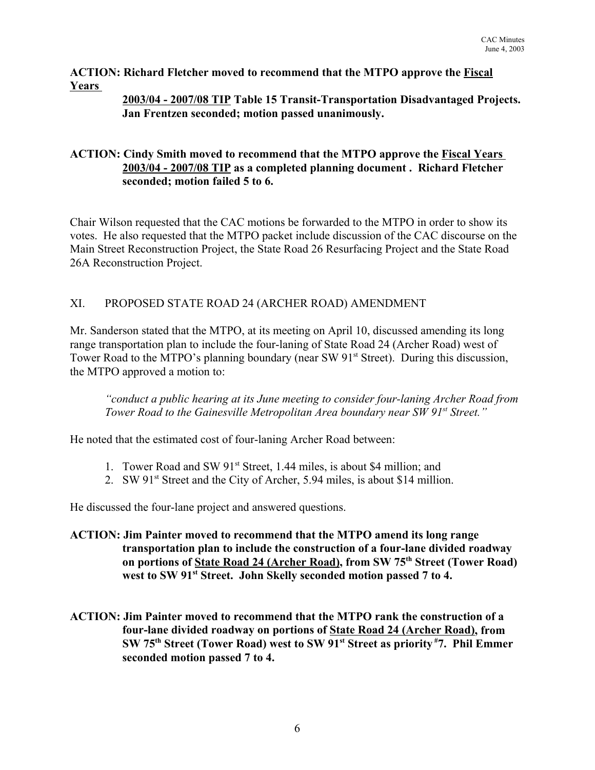**ACTION: Richard Fletcher moved to recommend that the MTPO approve the Fiscal Years 2003/04 - 2007/08 TIP Table 15 Transit-Transportation Disadvantaged Projects. Jan Frentzen seconded; motion passed unanimously.**

**ACTION: Cindy Smith moved to recommend that the MTPO approve the Fiscal Years 2003/04 - 2007/08 TIP as a completed planning document . Richard Fletcher seconded; motion failed 5 to 6.**

Chair Wilson requested that the CAC motions be forwarded to the MTPO in order to show its votes. He also requested that the MTPO packet include discussion of the CAC discourse on the Main Street Reconstruction Project, the State Road 26 Resurfacing Project and the State Road 26A Reconstruction Project.

## XI. PROPOSED STATE ROAD 24 (ARCHER ROAD) AMENDMENT

Mr. Sanderson stated that the MTPO, at its meeting on April 10, discussed amending its long range transportation plan to include the four-laning of State Road 24 (Archer Road) west of Tower Road to the MTPO's planning boundary (near SW 91st Street). During this discussion, the MTPO approved a motion to:

> *"conduct a public hearing at its June meeting to consider four-laning Archer Road from Tower Road to the Gainesville Metropolitan Area boundary near SW 91st Street."*

He noted that the estimated cost of four-laning Archer Road between:

1. Tower Road and SW 91st Street, 1.44 miles, is about $4 million; and
2. SW 91st Street and the City of Archer, 5.94 miles, is about $14 million.

He discussed the four-lane project and answered questions.

**ACTION: Jim Painter moved to recommend that the MTPO amend its long range transportation plan to include the construction of a four-lane divided roadway on portions of State Road 24 (Archer Road), from SW 75th Street (Tower Road) west to SW 91st Street. John Skelly seconded motion passed 7 to 4.**

**ACTION: Jim Painter moved to recommend that the MTPO rank the construction of a four-lane divided roadway on portions of State Road 24 (Archer Road), from SW 75th Street (Tower Road) west to SW 91st Street as priority #7. Phil Emmer seconded motion passed 7 to 4.**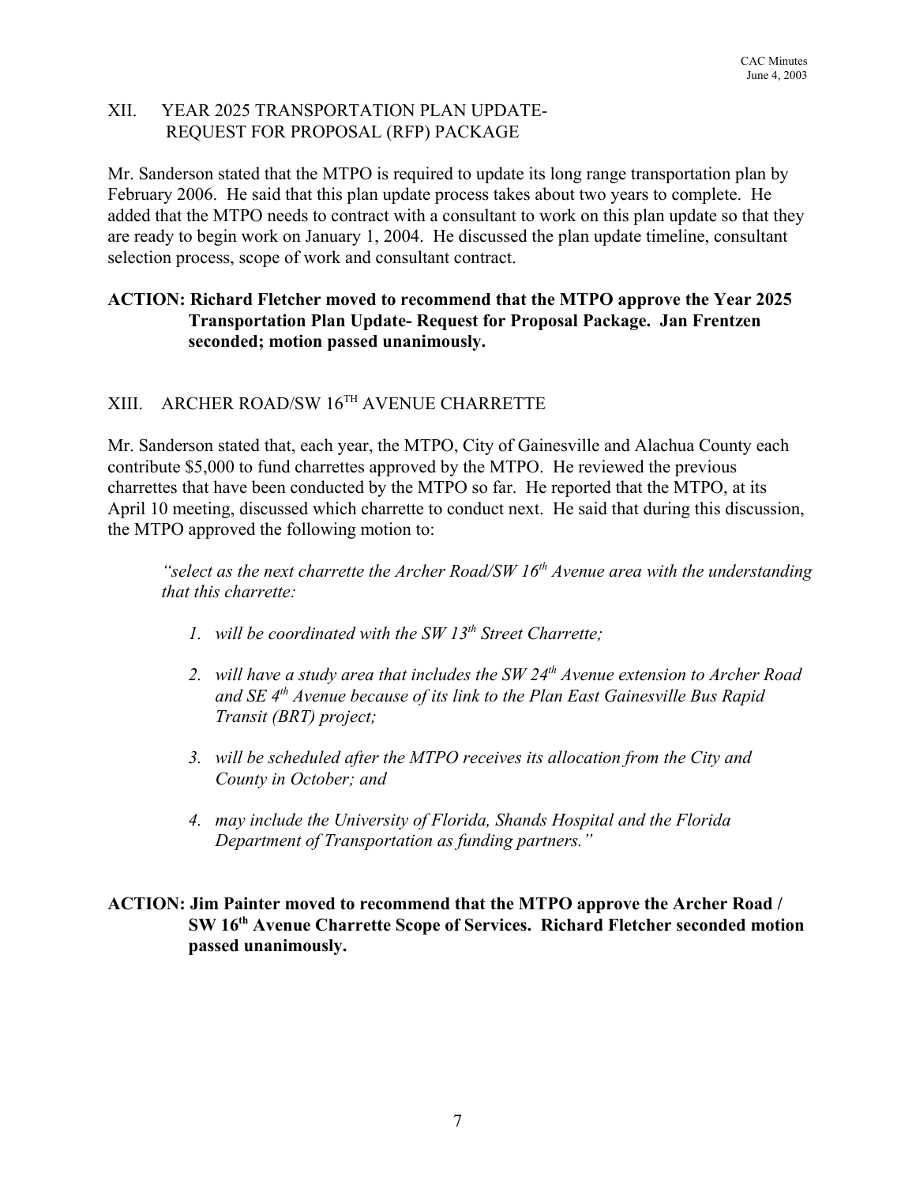## XII. YEAR 2025 TRANSPORTATION PLAN UPDATE- REQUEST FOR PROPOSAL (RFP) PACKAGE

Mr. Sanderson stated that the MTPO is required to update its long range transportation plan by February 2006. He said that this plan update process takes about two years to complete. He added that the MTPO needs to contract with a consultant to work on this plan update so that they are ready to begin work on January 1, 2004. He discussed the plan update timeline, consultant selection process, scope of work and consultant contract.

**ACTION: Richard Fletcher moved to recommend that the MTPO approve the Year 2025 Transportation Plan Update- Request for Proposal Package. Jan Frentzen seconded; motion passed unanimously.**

## XIII. ARCHER ROAD/SW 16TH AVENUE CHARRETTE

Mr. Sanderson stated that, each year, the MTPO, City of Gainesville and Alachua County each contribute $5,000 to fund charrettes approved by the MTPO. He reviewed the previous charrettes that have been conducted by the MTPO so far. He reported that the MTPO, at its April 10 meeting, discussed which charrette to conduct next. He said that during this discussion, the MTPO approved the following motion to:

> *"select as the next charrette the Archer Road/SW 16th Avenue area with the understanding that this charrette:*
>
> 1. *will be coordinated with the SW 13th Street Charrette;*
> 2. *will have a study area that includes the SW 24th Avenue extension to Archer Road and SE 4th Avenue because of its link to the Plan East Gainesville Bus Rapid Transit (BRT) project;*
> 3. *will be scheduled after the MTPO receives its allocation from the City and County in October; and*
> 4. *may include the University of Florida, Shands Hospital and the Florida Department of Transportation as funding partners."*

**ACTION: Jim Painter moved to recommend that the MTPO approve the Archer Road / SW 16th Avenue Charrette Scope of Services. Richard Fletcher seconded motion passed unanimously.**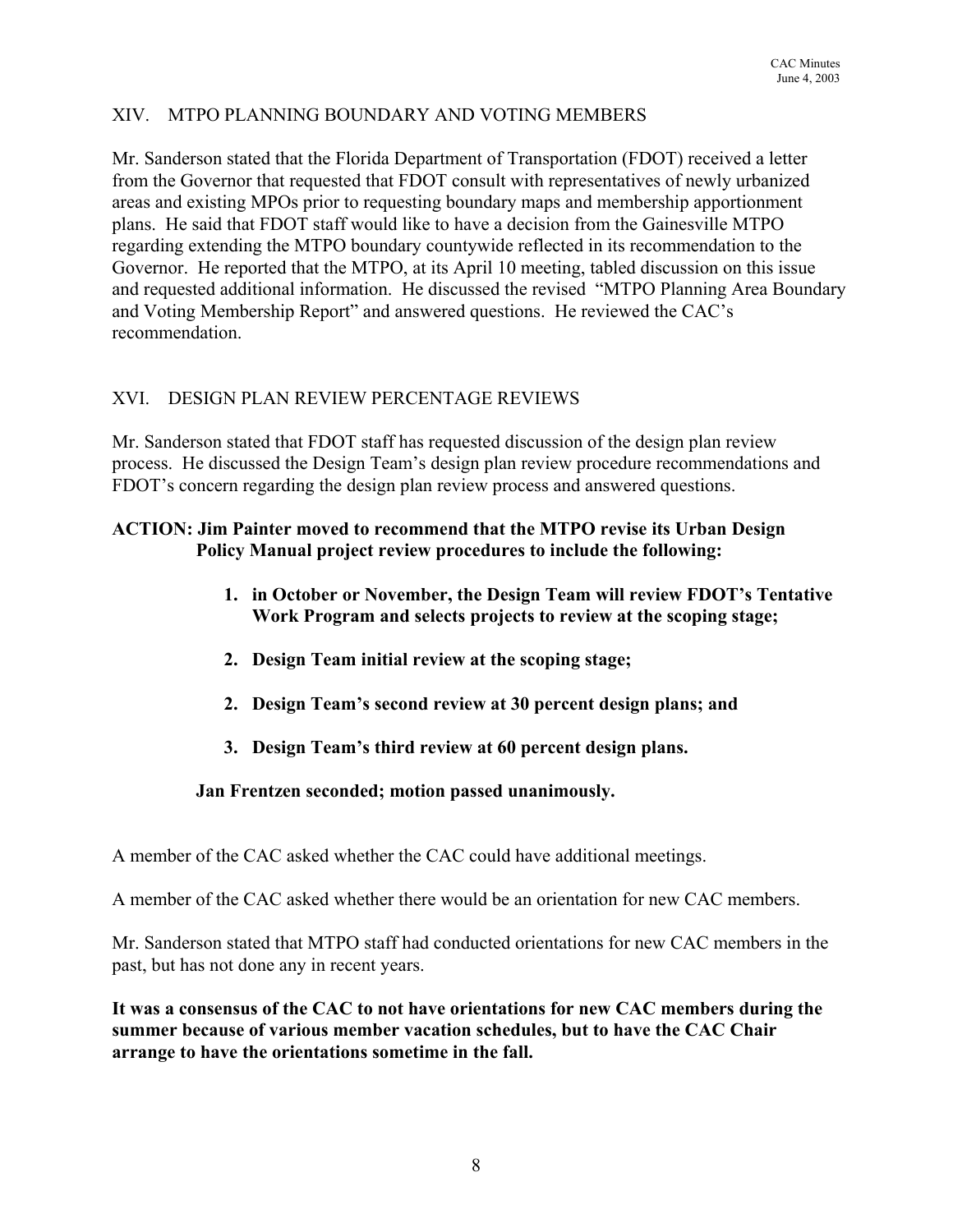## XIV. MTPO PLANNING BOUNDARY AND VOTING MEMBERS

Mr. Sanderson stated that the Florida Department of Transportation (FDOT) received a letter from the Governor that requested that FDOT consult with representatives of newly urbanized areas and existing MPOs prior to requesting boundary maps and membership apportionment plans. He said that FDOT staff would like to have a decision from the Gainesville MTPO regarding extending the MTPO boundary countywide reflected in its recommendation to the Governor. He reported that the MTPO, at its April 10 meeting, tabled discussion on this issue and requested additional information. He discussed the revised "MTPO Planning Area Boundary and Voting Membership Report" and answered questions. He reviewed the CAC's recommendation.

## XVI. DESIGN PLAN REVIEW PERCENTAGE REVIEWS

Mr. Sanderson stated that FDOT staff has requested discussion of the design plan review process. He discussed the Design Team's design plan review procedure recommendations and FDOT's concern regarding the design plan review process and answered questions.

**ACTION: Jim Painter moved to recommend that the MTPO revise its Urban Design Policy Manual project review procedures to include the following:**

> **1. in October or November, the Design Team will review FDOT's Tentative Work Program and selects projects to review at the scoping stage;**
>
> **2. Design Team initial review at the scoping stage;**
>
> **2. Design Team's second review at 30 percent design plans; and**
>
> **3. Design Team's third review at 60 percent design plans.**

**Jan Frentzen seconded; motion passed unanimously.**

A member of the CAC asked whether the CAC could have additional meetings.

A member of the CAC asked whether there would be an orientation for new CAC members.

Mr. Sanderson stated that MTPO staff had conducted orientations for new CAC members in the past, but has not done any in recent years.

**It was a consensus of the CAC to not have orientations for new CAC members during the summer because of various member vacation schedules, but to have the CAC Chair arrange to have the orientations sometime in the fall.**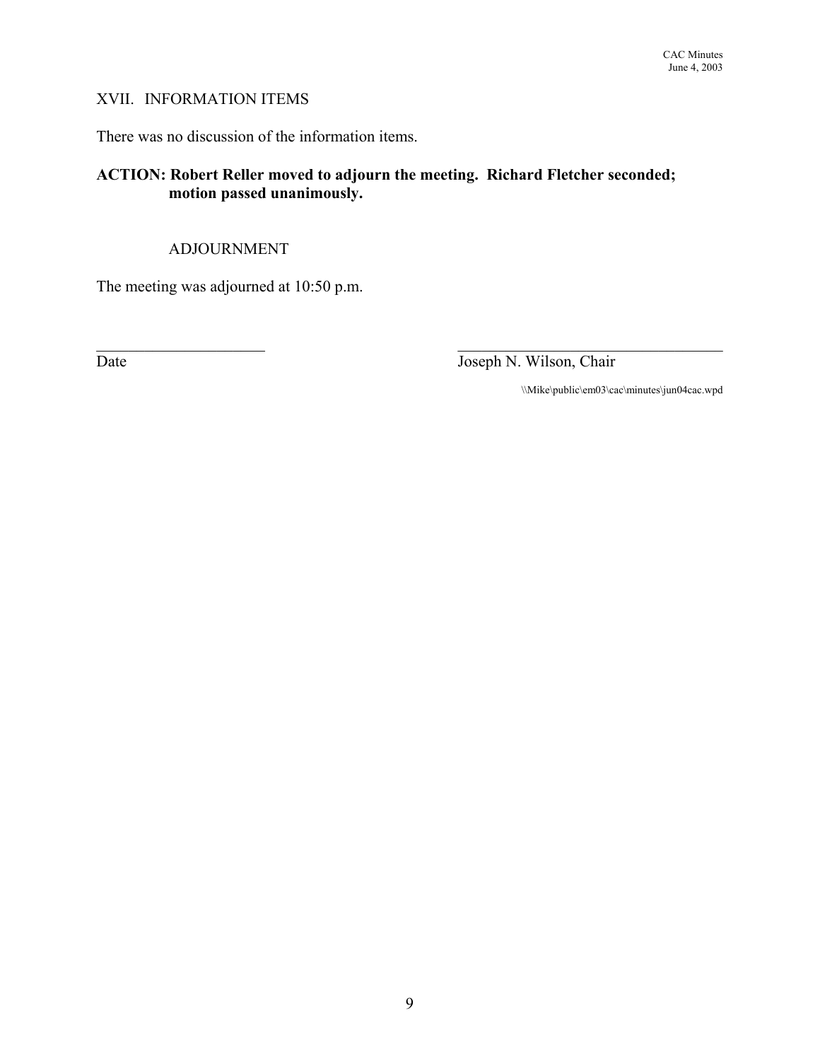## XVII. INFORMATION ITEMS

There was no discussion of the information items.

**ACTION: Robert Reller moved to adjourn the meeting. Richard Fletcher seconded; motion passed unanimously.**

ADJOURNMENT

The meeting was adjourned at 10:50 p.m.

\_\_\_\_\_\_\_\_\_\_\_\_\_\_\_\_\_\_\_\_\_\_ \_\_\_\_\_\_\_\_\_\_\_\_\_\_\_\_\_\_\_\_\_\_\_\_\_\_\_\_\_\_\_\_\_\_\_

Date Joseph N. Wilson, Chair

\\Mike\public\em03\cac\minutes\jun04cac.wpd